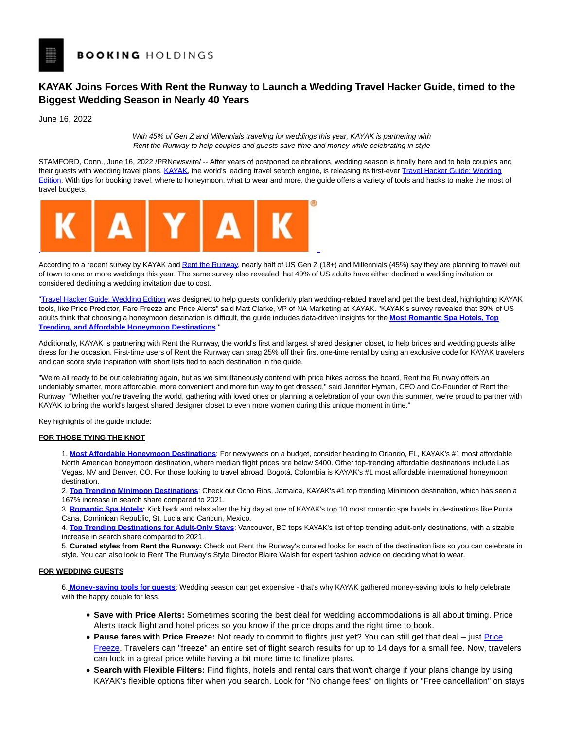BOOKING HOLDINGS

# KAYAK Joins Forces With Rent the Runway to Launch a Wedding Travel Hacker Guide, timed to the Biggest Wedding Season in Nearly 40 Years

June 16, 2022

*With 45% of Gen Z and Millennials traveling for weddings this year, KAYAK is partnering with Rent the Runway to help couples and guests save time and money while celebrating in style*

STAMFORD, Conn., June 16, 2022 /PRNewswire/ -- After years of postponed celebrations, wedding season is finally here and to help couples and their guests with wedding travel plans, KAYAK, the world's leading travel search engine, is releasing its first-ever Travel Hacker Guide: Wedding Edition. With tips for booking travel, where to honeymoon, what to wear and more, the guide offers a variety of tools and hacks to make the most of travel budgets.

According to a recent survey by KAYAK and Rent the Runway, nearly half of US Gen Z (18+) and Millennials (45%) say they are planning to travel out of town to one or more weddings this year. The same survey also revealed that 40% of US adults have either declined a wedding invitation or considered declining a wedding invitation due to cost.

"Travel Hacker Guide: Wedding Edition was designed to help guests confidently plan wedding-related travel and get the best deal, highlighting KAYAK tools, like Price Predictor, Fare Freeze and Price Alerts" said Matt Clarke, VP of NA Marketing at KAYAK. "KAYAK's survey revealed that 39% of US adults think that choosing a honeymoon destination is difficult, the guide includes data-driven insights for the **Most Romantic Spa Hotels, Top Trending, and Affordable Honeymoon Destinations**."

Additionally, KAYAK is partnering with Rent the Runway, the world's first and largest shared designer closet, to help brides and wedding guests alike dress for the occasion. First-time users of Rent the Runway can snag 25% off their first one-time rental by using an exclusive code for KAYAK travelers and can score style inspiration with short lists tied to each destination in the guide.

"We're all ready to be out celebrating again, but as we simultaneously contend with price hikes across the board, Rent the Runway offers an undeniably smarter, more affordable, more convenient and more fun way to get dressed," said Jennifer Hyman, CEO and Co-Founder of Rent the Runway "Whether you're traveling the world, gathering with loved ones or planning a celebration of your own this summer, we're proud to partner with KAYAK to bring the world's largest shared designer closet to even more women during this unique moment in time."

Key highlights of the guide include:

**FOR THOSE TYING THE KNOT**

1. **Most Affordable Honeymoon Destinations**: For newlyweds on a budget, consider heading to Orlando, FL, KAYAK's #1 most affordable North American honeymoon destination, where median flight prices are below $400. Other top-trending affordable destinations include Las Vegas, NV and Denver, CO. For those looking to travel abroad, Bogotá, Colombia is KAYAK's #1 most affordable international honeymoon destination.
2. **Top Trending Minimoon Destinations**: Check out Ocho Rios, Jamaica, KAYAK's #1 top trending Minimoon destination, which has seen a 167% increase in search share compared to 2021.
3. **Romantic Spa Hotels:** Kick back and relax after the big day at one of KAYAK's top 10 most romantic spa hotels in destinations like Punta Cana, Dominican Republic, St. Lucia and Cancun, Mexico.
4. **Top Trending Destinations for Adult-Only Stays**: Vancouver, BC tops KAYAK's list of top trending adult-only destinations, with a sizable increase in search share compared to 2021.
5. **Curated styles from Rent the Runway:** Check out Rent the Runway's curated looks for each of the destination lists so you can celebrate in style. You can also look to Rent The Runway's Style Director Blaire Walsh for expert fashion advice on deciding what to wear.

**FOR WEDDING GUESTS**

6. **Money-saving tools for guests**: Wedding season can get expensive - that's why KAYAK gathered money-saving tools to help celebrate with the happy couple for less.

- **Save with Price Alerts:** Sometimes scoring the best deal for wedding accommodations is all about timing. Price Alerts track flight and hotel prices so you know if the price drops and the right time to book.
- **Pause fares with Price Freeze:** Not ready to commit to flights just yet? You can still get that deal – just Price Freeze. Travelers can "freeze" an entire set of flight search results for up to 14 days for a small fee. Now, travelers can lock in a great price while having a bit more time to finalize plans.
- **Search with Flexible Filters:** Find flights, hotels and rental cars that won't charge if your plans change by using KAYAK's flexible options filter when you search. Look for "No change fees" on flights or "Free cancellation" on stays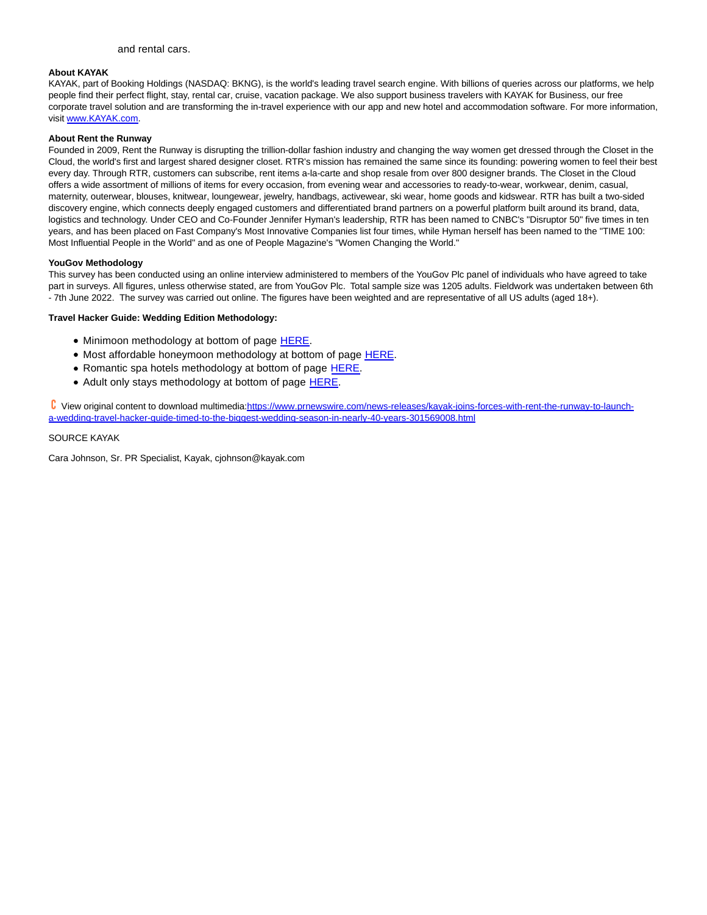and rental cars.

**About KAYAK**

KAYAK, part of Booking Holdings (NASDAQ: BKNG), is the world's leading travel search engine. With billions of queries across our platforms, we help people find their perfect flight, stay, rental car, cruise, vacation package. We also support business travelers with KAYAK for Business, our free corporate travel solution and are transforming the in-travel experience with our app and new hotel and accommodation software. For more information, visit www.KAYAK.com.

**About Rent the Runway**

Founded in 2009, Rent the Runway is disrupting the trillion-dollar fashion industry and changing the way women get dressed through the Closet in the Cloud, the world's first and largest shared designer closet. RTR's mission has remained the same since its founding: powering women to feel their best every day. Through RTR, customers can subscribe, rent items a-la-carte and shop resale from over 800 designer brands. The Closet in the Cloud offers a wide assortment of millions of items for every occasion, from evening wear and accessories to ready-to-wear, workwear, denim, casual, maternity, outerwear, blouses, knitwear, loungewear, jewelry, handbags, activewear, ski wear, home goods and kidswear. RTR has built a two-sided discovery engine, which connects deeply engaged customers and differentiated brand partners on a powerful platform built around its brand, data, logistics and technology. Under CEO and Co-Founder Jennifer Hyman's leadership, RTR has been named to CNBC's "Disruptor 50" five times in ten years, and has been placed on Fast Company's Most Innovative Companies list four times, while Hyman herself has been named to the "TIME 100: Most Influential People in the World" and as one of People Magazine's "Women Changing the World."

**YouGov Methodology**

This survey has been conducted using an online interview administered to members of the YouGov Plc panel of individuals who have agreed to take part in surveys. All figures, unless otherwise stated, are from YouGov Plc. Total sample size was 1205 adults. Fieldwork was undertaken between 6th - 7th June 2022. The survey was carried out online. The figures have been weighted and are representative of all US adults (aged 18+).

**Travel Hacker Guide: Wedding Edition Methodology:**

- Minimoon methodology at bottom of page HERE.
- Most affordable honeymoon methodology at bottom of page HERE.
- Romantic spa hotels methodology at bottom of page HERE.
- Adult only stays methodology at bottom of page HERE.

View original content to download multimedia:https://www.prnewswire.com/news-releases/kayak-joins-forces-with-rent-the-runway-to-launch-a-wedding-travel-hacker-guide-timed-to-the-biggest-wedding-season-in-nearly-40-years-301569008.html

SOURCE KAYAK

Cara Johnson, Sr. PR Specialist, Kayak, cjohnson@kayak.com